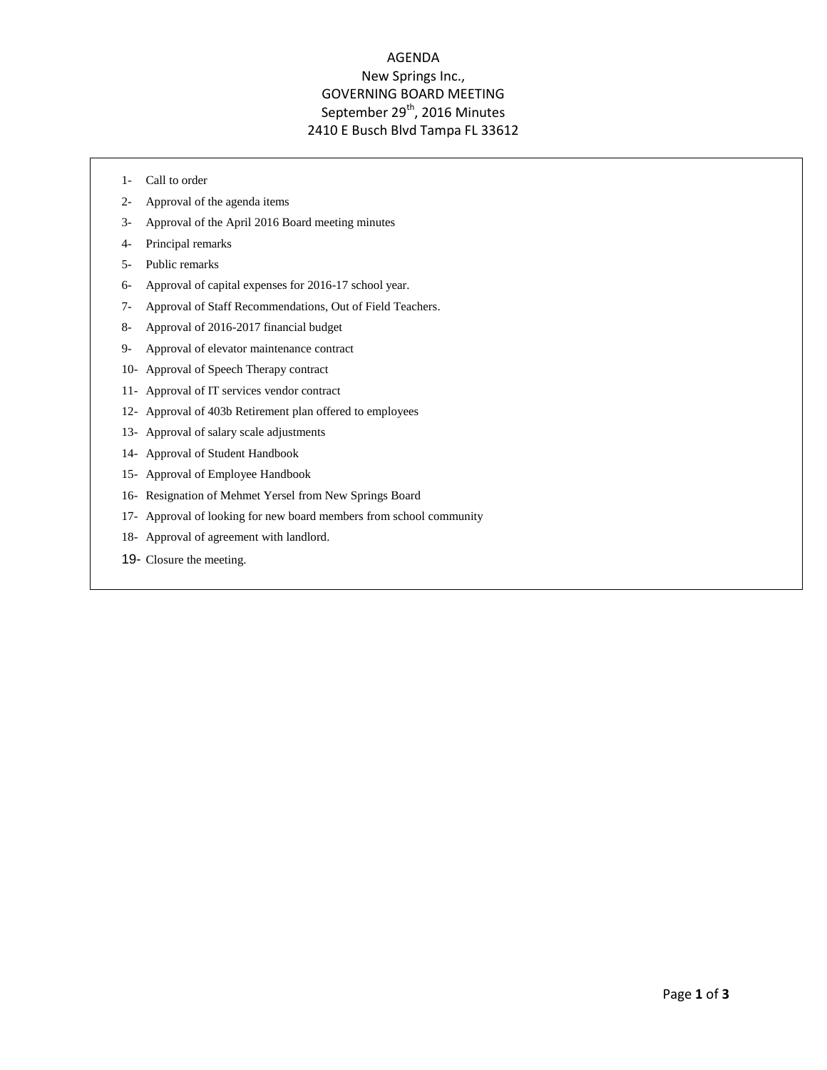# AGENDA

## New Springs Inc.,

## GOVERNING BOARD MEETING

## September 29th, 2016 Minutes

## 2410 E Busch Blvd Tampa FL 33612

1- Call to order
2- Approval of the agenda items
3- Approval of the April 2016 Board meeting minutes
4- Principal remarks
5- Public remarks
6- Approval of capital expenses for 2016-17 school year.
7- Approval of Staff Recommendations, Out of Field Teachers.
8- Approval of 2016-2017 financial budget
9- Approval of elevator maintenance contract
10- Approval of Speech Therapy contract
11- Approval of IT services vendor contract
12- Approval of 403b Retirement plan offered to employees
13- Approval of salary scale adjustments
14- Approval of Student Handbook
15- Approval of Employee Handbook
16- Resignation of Mehmet Yersel from New Springs Board
17- Approval of looking for new board members from school community
18- Approval of agreement with landlord.
19- Closure the meeting.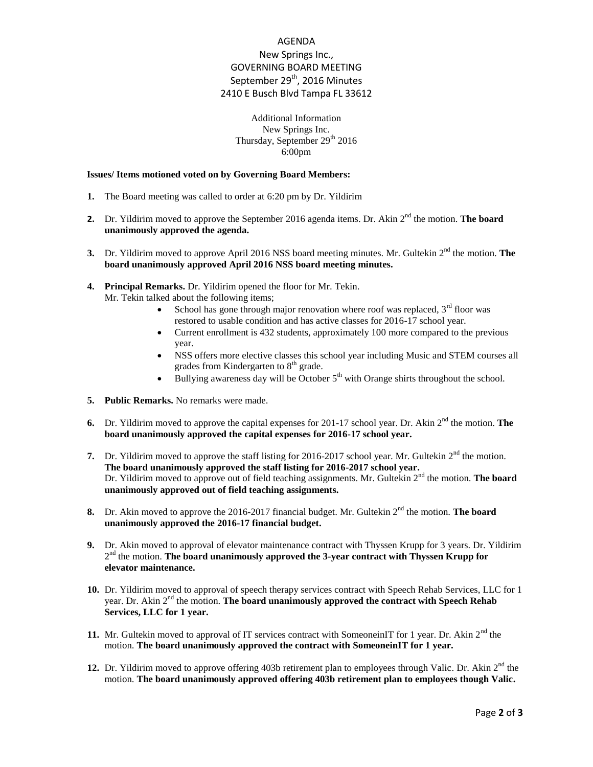AGENDA

New Springs Inc.,

GOVERNING BOARD MEETING

September 29th, 2016 Minutes

2410 E Busch Blvd Tampa FL 33612

Additional Information

New Springs Inc.

Thursday, September 29th 2016

6:00pm

**Issues/ Items motioned voted on by Governing Board Members:**

1. The Board meeting was called to order at 6:20 pm by Dr. Yildirim

2. Dr. Yildirim moved to approve the September 2016 agenda items. Dr. Akin 2nd the motion. **The board unanimously approved the agenda.**

3. Dr. Yildirim moved to approve April 2016 NSS board meeting minutes. Mr. Gultekin 2nd the motion. **The board unanimously approved April 2016 NSS board meeting minutes.**

4. **Principal Remarks.** Dr. Yildirim opened the floor for Mr. Tekin.
   Mr. Tekin talked about the following items;
   - School has gone through major renovation where roof was replaced, 3rd floor was restored to usable condition and has active classes for 2016-17 school year.
   - Current enrollment is 432 students, approximately 100 more compared to the previous year.
   - NSS offers more elective classes this school year including Music and STEM courses all grades from Kindergarten to 8th grade.
   - Bullying awareness day will be October 5th with Orange shirts throughout the school.

5. **Public Remarks.** No remarks were made.

6. Dr. Yildirim moved to approve the capital expenses for 201-17 school year. Dr. Akin 2nd the motion. **The board unanimously approved the capital expenses for 2016-17 school year.**

7. Dr. Yildirim moved to approve the staff listing for 2016-2017 school year. Mr. Gultekin 2nd the motion. **The board unanimously approved the staff listing for 2016-2017 school year.**
   Dr. Yildirim moved to approve out of field teaching assignments. Mr. Gultekin 2nd the motion. **The board unanimously approved out of field teaching assignments.**

8. Dr. Akin moved to approve the 2016-2017 financial budget. Mr. Gultekin 2nd the motion. **The board unanimously approved the 2016-17 financial budget.**

9. Dr. Akin moved to approval of elevator maintenance contract with Thyssen Krupp for 3 years. Dr. Yildirim 2nd the motion. **The board unanimously approved the 3-year contract with Thyssen Krupp for elevator maintenance.**

10. Dr. Yildirim moved to approval of speech therapy services contract with Speech Rehab Services, LLC for 1 year. Dr. Akin 2nd the motion. **The board unanimously approved the contract with Speech Rehab Services, LLC for 1 year.**

11. Mr. Gultekin moved to approval of IT services contract with SomeoneinIT for 1 year. Dr. Akin 2nd the motion. **The board unanimously approved the contract with SomeoneinIT for 1 year.**

12. Dr. Yildirim moved to approve offering 403b retirement plan to employees through Valic. Dr. Akin 2nd the motion. **The board unanimously approved offering 403b retirement plan to employees though Valic.**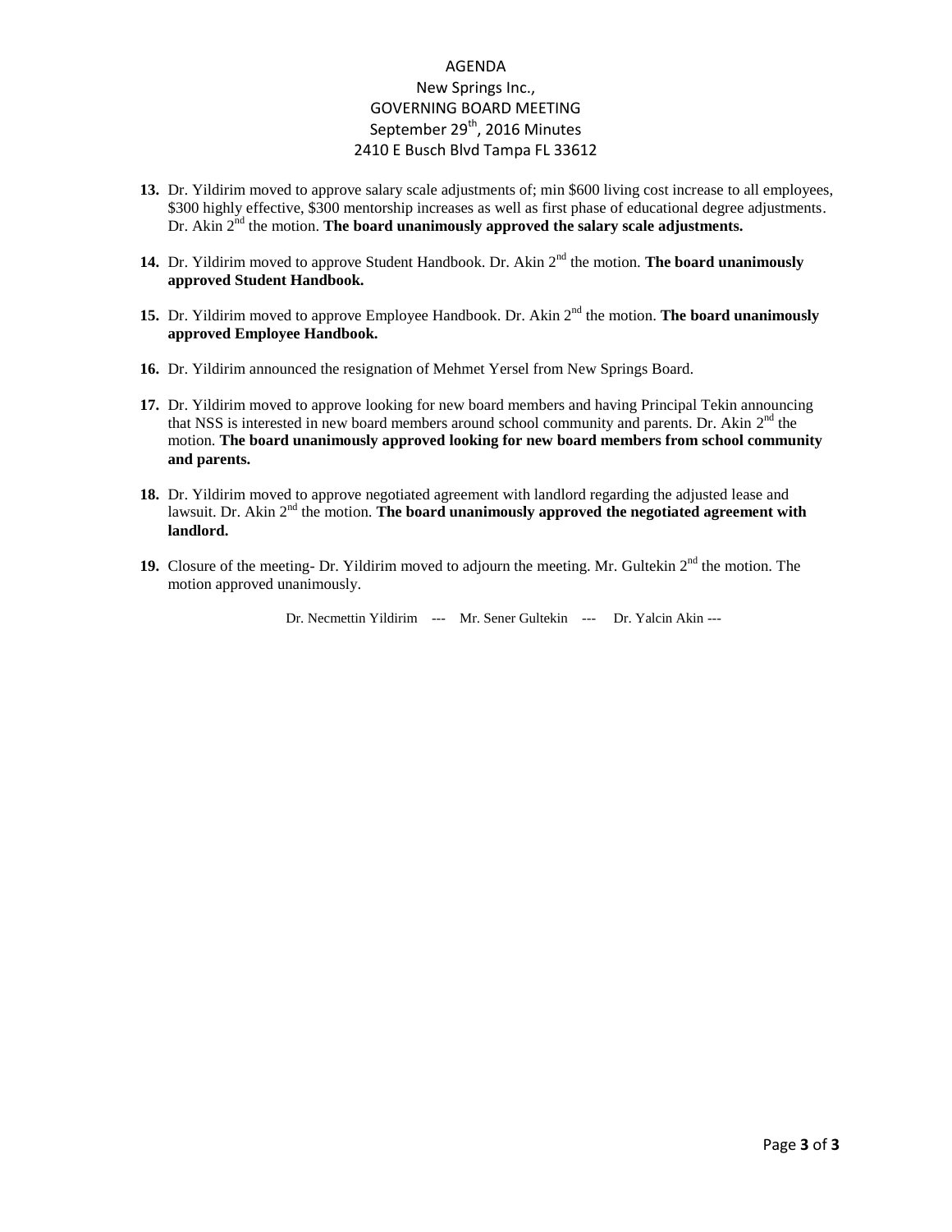# AGENDA
## New Springs Inc.,
## GOVERNING BOARD MEETING
## September 29th, 2016 Minutes
## 2410 E Busch Blvd Tampa FL 33612

13. Dr. Yildirim moved to approve salary scale adjustments of; min $600 living cost increase to all employees, $300 highly effective, $300 mentorship increases as well as first phase of educational degree adjustments. Dr. Akin 2nd the motion. **The board unanimously approved the salary scale adjustments.**

14. Dr. Yildirim moved to approve Student Handbook. Dr. Akin 2nd the motion. **The board unanimously approved Student Handbook.**

15. Dr. Yildirim moved to approve Employee Handbook. Dr. Akin 2nd the motion. **The board unanimously approved Employee Handbook.**

16. Dr. Yildirim announced the resignation of Mehmet Yersel from New Springs Board.

17. Dr. Yildirim moved to approve looking for new board members and having Principal Tekin announcing that NSS is interested in new board members around school community and parents. Dr. Akin 2nd the motion. **The board unanimously approved looking for new board members from school community and parents.**

18. Dr. Yildirim moved to approve negotiated agreement with landlord regarding the adjusted lease and lawsuit. Dr. Akin 2nd the motion. **The board unanimously approved the negotiated agreement with landlord.**

19. Closure of the meeting- Dr. Yildirim moved to adjourn the meeting. Mr. Gultekin 2nd the motion. The motion approved unanimously.

Dr. Necmettin Yildirim --- Mr. Sener Gultekin --- Dr. Yalcin Akin ---